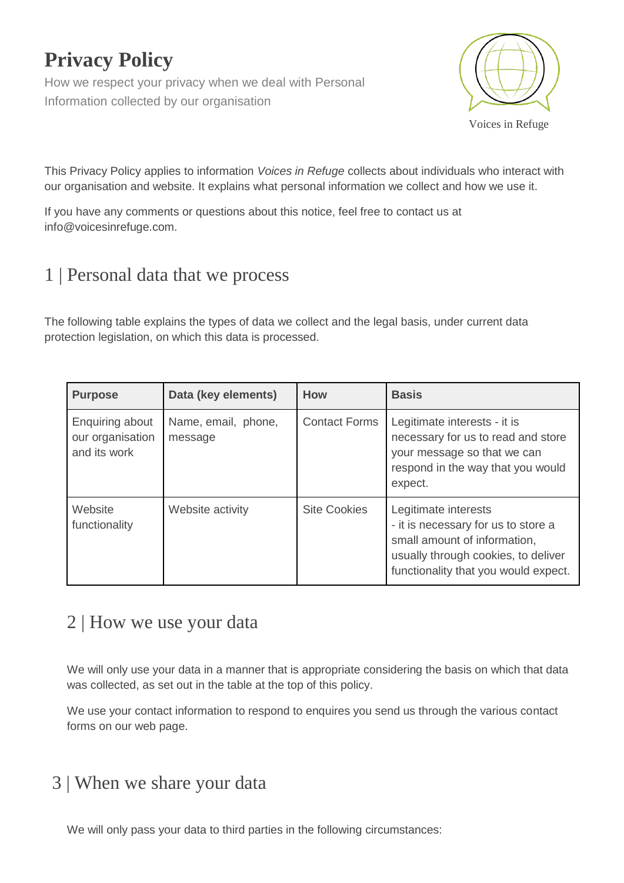# Privacy Policy

How we respect your privacy when we deal with Personal Information collected by our organisation

Voices in Refuge

This Privacy Policy applies to information *Voices in Refuge* collects about individuals who interact with our organisation and website. It explains what personal information we collect and how we use it.

If you have any comments or questions about this notice, feel free to contact us at info@voicesinrefuge.com.

## 1 | Personal data that we process

The following table explains the types of data we collect and the legal basis, under current data protection legislation, on which this data is processed.

| Purpose | Data (key elements) | How | Basis |
|---|---|---|---|
| Enquiring about our organisation and its work | Name, email, phone, message | Contact Forms | Legitimate interests - it is necessary for us to read and store your message so that we can respond in the way that you would expect. |
| Website functionality | Website activity | Site Cookies | Legitimate interests - it is necessary for us to store a small amount of information, usually through cookies, to deliver functionality that you would expect. |

## 2 | How we use your data

We will only use your data in a manner that is appropriate considering the basis on which that data was collected, as set out in the table at the top of this policy.

We use your contact information to respond to enquires you send us through the various contact forms on our web page.

## 3 | When we share your data

We will only pass your data to third parties in the following circumstances: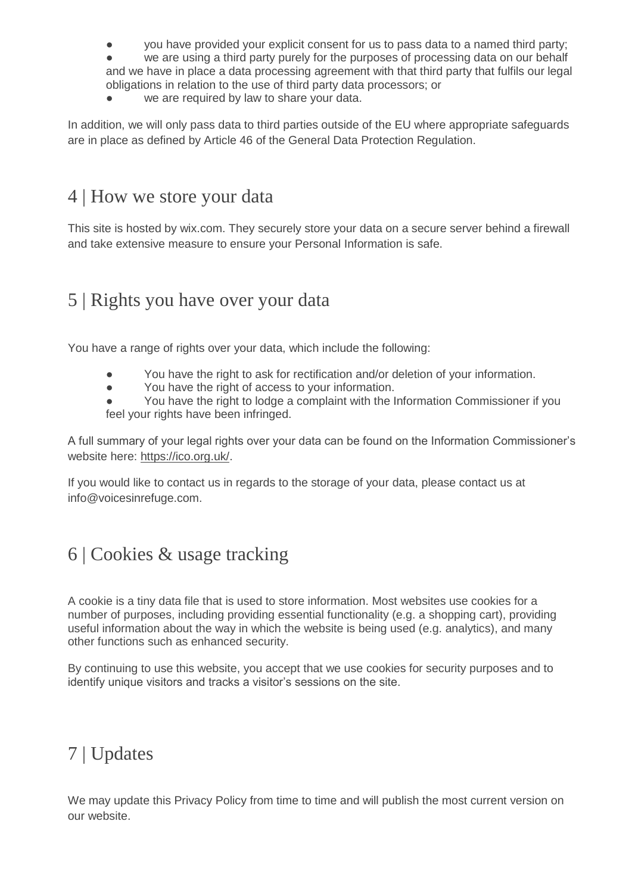- you have provided your explicit consent for us to pass data to a named third party;
- we are using a third party purely for the purposes of processing data on our behalf and we have in place a data processing agreement with that third party that fulfils our legal obligations in relation to the use of third party data processors; or
- we are required by law to share your data.

In addition, we will only pass data to third parties outside of the EU where appropriate safeguards are in place as defined by Article 46 of the General Data Protection Regulation.

## 4 | How we store your data

This site is hosted by wix.com. They securely store your data on a secure server behind a firewall and take extensive measure to ensure your Personal Information is safe.

## 5 | Rights you have over your data

You have a range of rights over your data, which include the following:

- You have the right to ask for rectification and/or deletion of your information.
- You have the right of access to your information.
- You have the right to lodge a complaint with the Information Commissioner if you feel your rights have been infringed.

A full summary of your legal rights over your data can be found on the Information Commissioner's website here: https://ico.org.uk/.

If you would like to contact us in regards to the storage of your data, please contact us at info@voicesinrefuge.com.

## 6 | Cookies & usage tracking

A cookie is a tiny data file that is used to store information. Most websites use cookies for a number of purposes, including providing essential functionality (e.g. a shopping cart), providing useful information about the way in which the website is being used (e.g. analytics), and many other functions such as enhanced security.

By continuing to use this website, you accept that we use cookies for security purposes and to identify unique visitors and tracks a visitor's sessions on the site.

## 7 | Updates

We may update this Privacy Policy from time to time and will publish the most current version on our website.